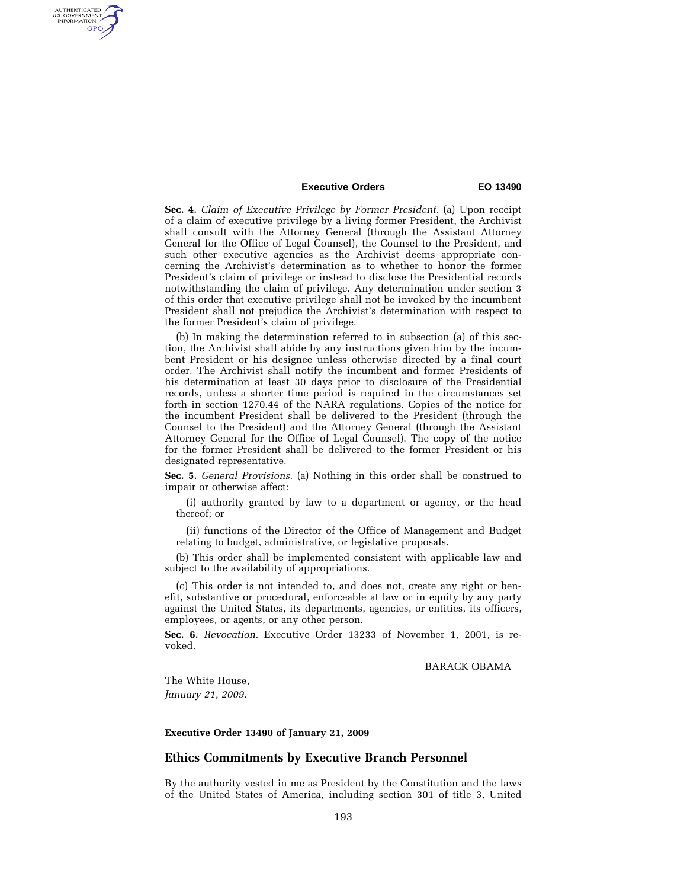**Sec. 4.** *Claim of Executive Privilege by Former President.* (a) Upon receipt of a claim of executive privilege by a living former President, the Archivist shall consult with the Attorney General (through the Assistant Attorney General for the Office of Legal Counsel), the Counsel to the President, and such other executive agencies as the Archivist deems appropriate concerning the Archivist's determination as to whether to honor the former President's claim of privilege or instead to disclose the Presidential records notwithstanding the claim of privilege. Any determination under section 3 of this order that executive privilege shall not be invoked by the incumbent President shall not prejudice the Archivist's determination with respect to the former President's claim of privilege.

(b) In making the determination referred to in subsection (a) of this section, the Archivist shall abide by any instructions given him by the incumbent President or his designee unless otherwise directed by a final court order. The Archivist shall notify the incumbent and former Presidents of his determination at least 30 days prior to disclosure of the Presidential records, unless a shorter time period is required in the circumstances set forth in section 1270.44 of the NARA regulations. Copies of the notice for the incumbent President shall be delivered to the President (through the Counsel to the President) and the Attorney General (through the Assistant Attorney General for the Office of Legal Counsel). The copy of the notice for the former President shall be delivered to the former President or his designated representative.

**Sec. 5.** *General Provisions.* (a) Nothing in this order shall be construed to impair or otherwise affect:

(i) authority granted by law to a department or agency, or the head thereof; or

(ii) functions of the Director of the Office of Management and Budget relating to budget, administrative, or legislative proposals.

(b) This order shall be implemented consistent with applicable law and subject to the availability of appropriations.

(c) This order is not intended to, and does not, create any right or benefit, substantive or procedural, enforceable at law or in equity by any party against the United States, its departments, agencies, or entities, its officers, employees, or agents, or any other person.

**Sec. 6.** *Revocation.* Executive Order 13233 of November 1, 2001, is revoked.

BARACK OBAMA

The White House,
*January 21, 2009.*

**Executive Order 13490 of January 21, 2009**

## Ethics Commitments by Executive Branch Personnel

By the authority vested in me as President by the Constitution and the laws of the United States of America, including section 301 of title 3, United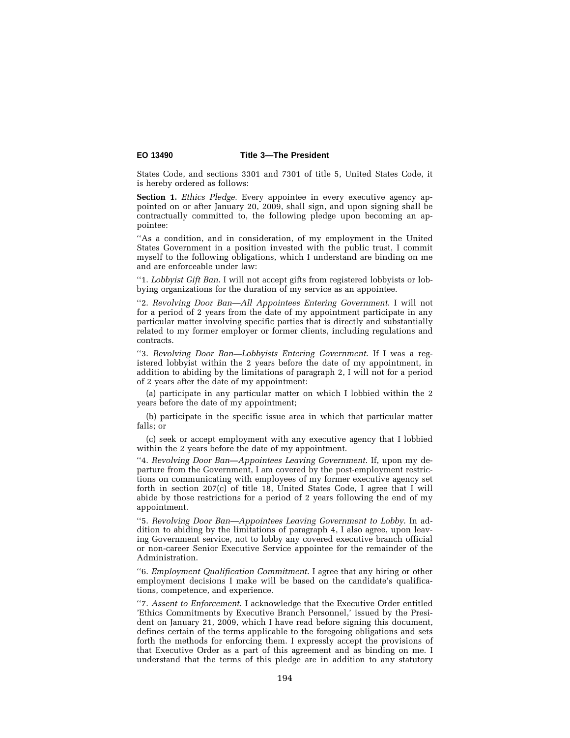States Code, and sections 3301 and 7301 of title 5, United States Code, it is hereby ordered as follows:

**Section 1.** *Ethics Pledge.* Every appointee in every executive agency appointed on or after January 20, 2009, shall sign, and upon signing shall be contractually committed to, the following pledge upon becoming an appointee:

''As a condition, and in consideration, of my employment in the United States Government in a position invested with the public trust, I commit myself to the following obligations, which I understand are binding on me and are enforceable under law:

''1. *Lobbyist Gift Ban*. I will not accept gifts from registered lobbyists or lobbying organizations for the duration of my service as an appointee.

''2. *Revolving Door Ban—All Appointees Entering Government*. I will not for a period of 2 years from the date of my appointment participate in any particular matter involving specific parties that is directly and substantially related to my former employer or former clients, including regulations and contracts.

''3. *Revolving Door Ban—Lobbyists Entering Government*. If I was a registered lobbyist within the 2 years before the date of my appointment, in addition to abiding by the limitations of paragraph 2, I will not for a period of 2 years after the date of my appointment:

(a) participate in any particular matter on which I lobbied within the 2 years before the date of my appointment;

(b) participate in the specific issue area in which that particular matter falls; or

(c) seek or accept employment with any executive agency that I lobbied within the 2 years before the date of my appointment.

''4. *Revolving Door Ban—Appointees Leaving Government*. If, upon my departure from the Government, I am covered by the post-employment restrictions on communicating with employees of my former executive agency set forth in section 207(c) of title 18, United States Code, I agree that I will abide by those restrictions for a period of 2 years following the end of my appointment.

''5. *Revolving Door Ban—Appointees Leaving Government to Lobby*. In addition to abiding by the limitations of paragraph 4, I also agree, upon leaving Government service, not to lobby any covered executive branch official or non-career Senior Executive Service appointee for the remainder of the Administration.

''6. *Employment Qualification Commitment*. I agree that any hiring or other employment decisions I make will be based on the candidate's qualifications, competence, and experience.

''7. *Assent to Enforcement*. I acknowledge that the Executive Order entitled 'Ethics Commitments by Executive Branch Personnel,' issued by the President on January 21, 2009, which I have read before signing this document, defines certain of the terms applicable to the foregoing obligations and sets forth the methods for enforcing them. I expressly accept the provisions of that Executive Order as a part of this agreement and as binding on me. I understand that the terms of this pledge are in addition to any statutory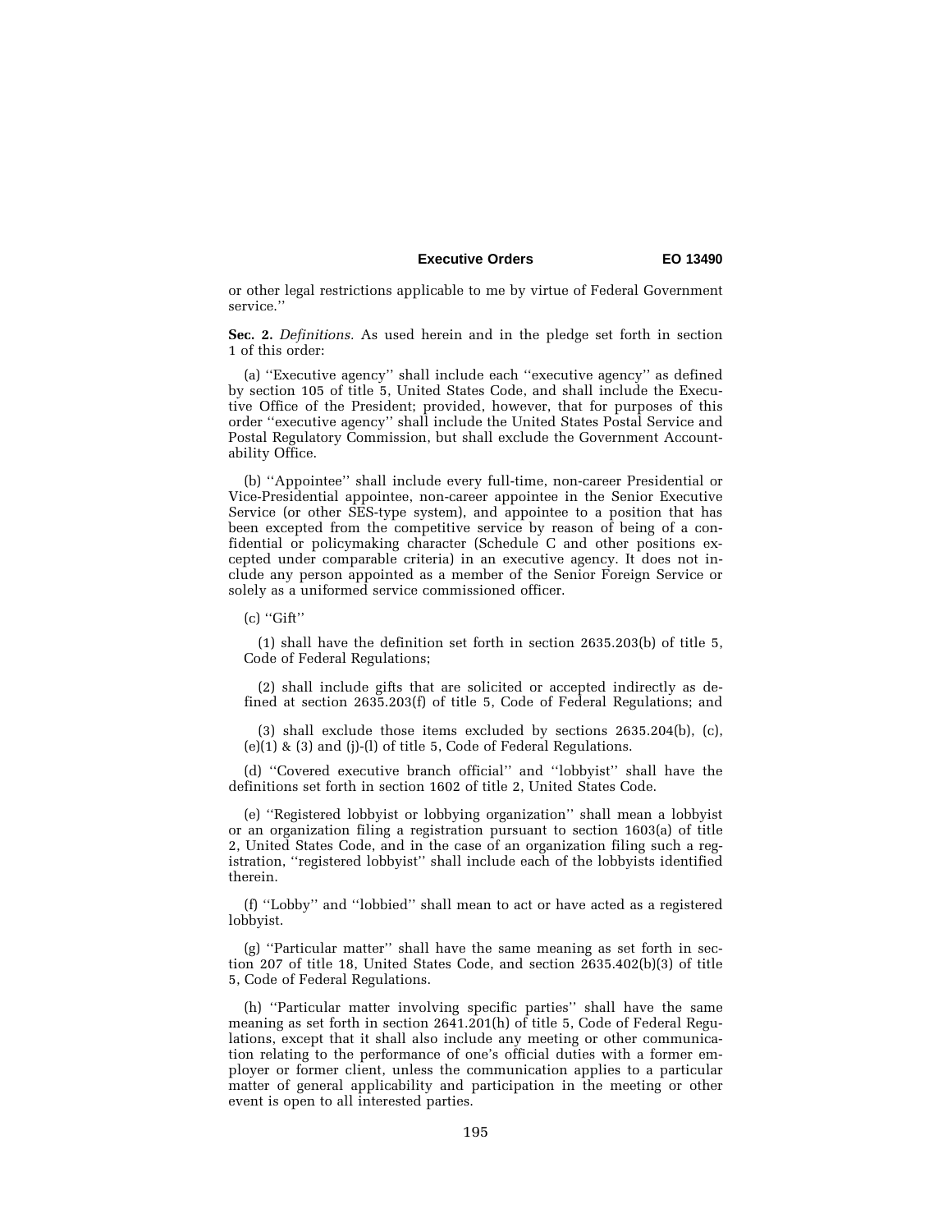or other legal restrictions applicable to me by virtue of Federal Government service.''

**Sec. 2.** *Definitions.* As used herein and in the pledge set forth in section 1 of this order:

(a) ''Executive agency'' shall include each ''executive agency'' as defined by section 105 of title 5, United States Code, and shall include the Executive Office of the President; provided, however, that for purposes of this order ''executive agency'' shall include the United States Postal Service and Postal Regulatory Commission, but shall exclude the Government Accountability Office.

(b) ''Appointee'' shall include every full-time, non-career Presidential or Vice-Presidential appointee, non-career appointee in the Senior Executive Service (or other SES-type system), and appointee to a position that has been excepted from the competitive service by reason of being of a confidential or policymaking character (Schedule C and other positions excepted under comparable criteria) in an executive agency. It does not include any person appointed as a member of the Senior Foreign Service or solely as a uniformed service commissioned officer.

(c) ''Gift''

(1) shall have the definition set forth in section 2635.203(b) of title 5, Code of Federal Regulations;

(2) shall include gifts that are solicited or accepted indirectly as defined at section 2635.203(f) of title 5, Code of Federal Regulations; and

(3) shall exclude those items excluded by sections 2635.204(b), (c), (e)(1) & (3) and (j)-(l) of title 5, Code of Federal Regulations.

(d) ''Covered executive branch official'' and ''lobbyist'' shall have the definitions set forth in section 1602 of title 2, United States Code.

(e) ''Registered lobbyist or lobbying organization'' shall mean a lobbyist or an organization filing a registration pursuant to section 1603(a) of title 2, United States Code, and in the case of an organization filing such a registration, ''registered lobbyist'' shall include each of the lobbyists identified therein.

(f) ''Lobby'' and ''lobbied'' shall mean to act or have acted as a registered lobbyist.

(g) ''Particular matter'' shall have the same meaning as set forth in section 207 of title 18, United States Code, and section 2635.402(b)(3) of title 5, Code of Federal Regulations.

(h) ''Particular matter involving specific parties'' shall have the same meaning as set forth in section 2641.201(h) of title 5, Code of Federal Regulations, except that it shall also include any meeting or other communication relating to the performance of one's official duties with a former employer or former client, unless the communication applies to a particular matter of general applicability and participation in the meeting or other event is open to all interested parties.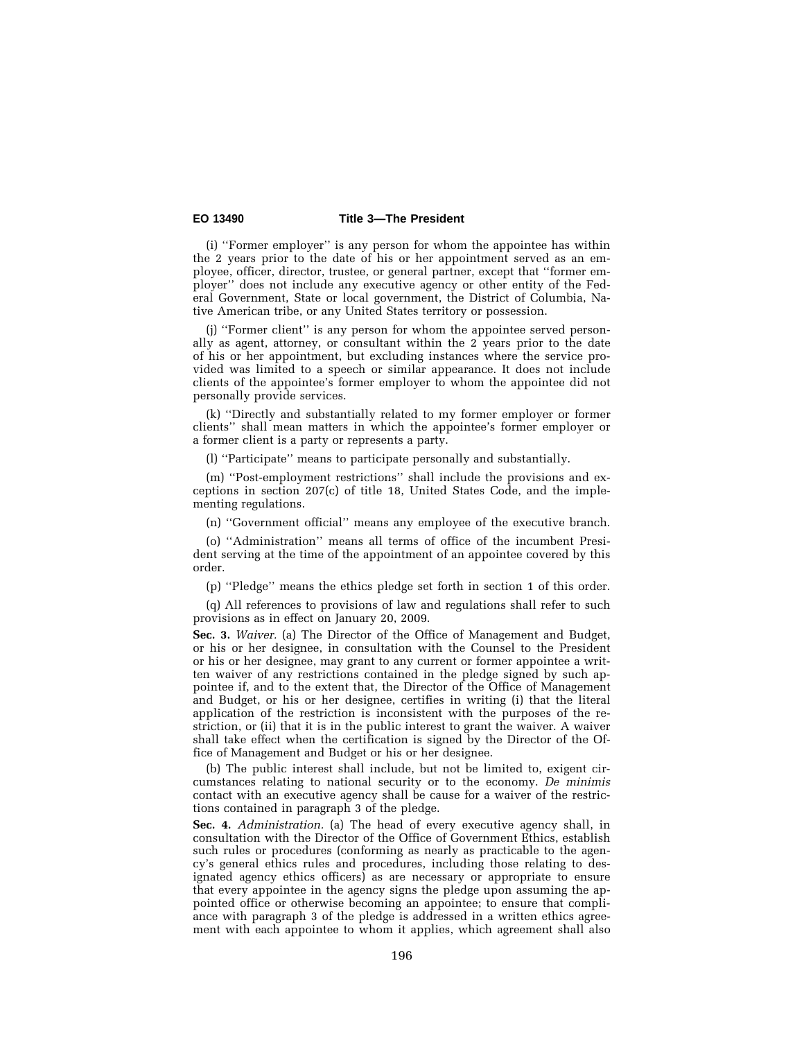(i) ''Former employer'' is any person for whom the appointee has within the 2 years prior to the date of his or her appointment served as an employee, officer, director, trustee, or general partner, except that ''former employer'' does not include any executive agency or other entity of the Federal Government, State or local government, the District of Columbia, Native American tribe, or any United States territory or possession.

(j) ''Former client'' is any person for whom the appointee served personally as agent, attorney, or consultant within the 2 years prior to the date of his or her appointment, but excluding instances where the service provided was limited to a speech or similar appearance. It does not include clients of the appointee's former employer to whom the appointee did not personally provide services.

(k) ''Directly and substantially related to my former employer or former clients'' shall mean matters in which the appointee's former employer or a former client is a party or represents a party.

(l) ''Participate'' means to participate personally and substantially.

(m) ''Post-employment restrictions'' shall include the provisions and exceptions in section 207(c) of title 18, United States Code, and the implementing regulations.

(n) ''Government official'' means any employee of the executive branch.

(o) ''Administration'' means all terms of office of the incumbent President serving at the time of the appointment of an appointee covered by this order.

(p) ''Pledge'' means the ethics pledge set forth in section 1 of this order.

(q) All references to provisions of law and regulations shall refer to such provisions as in effect on January 20, 2009.

**Sec. 3.** *Waiver.* (a) The Director of the Office of Management and Budget, or his or her designee, in consultation with the Counsel to the President or his or her designee, may grant to any current or former appointee a written waiver of any restrictions contained in the pledge signed by such appointee if, and to the extent that, the Director of the Office of Management and Budget, or his or her designee, certifies in writing (i) that the literal application of the restriction is inconsistent with the purposes of the restriction, or (ii) that it is in the public interest to grant the waiver. A waiver shall take effect when the certification is signed by the Director of the Office of Management and Budget or his or her designee.

(b) The public interest shall include, but not be limited to, exigent circumstances relating to national security or to the economy. *De minimis* contact with an executive agency shall be cause for a waiver of the restrictions contained in paragraph 3 of the pledge.

**Sec. 4.** *Administration.* (a) The head of every executive agency shall, in consultation with the Director of the Office of Government Ethics, establish such rules or procedures (conforming as nearly as practicable to the agency's general ethics rules and procedures, including those relating to designated agency ethics officers) as are necessary or appropriate to ensure that every appointee in the agency signs the pledge upon assuming the appointed office or otherwise becoming an appointee; to ensure that compliance with paragraph 3 of the pledge is addressed in a written ethics agreement with each appointee to whom it applies, which agreement shall also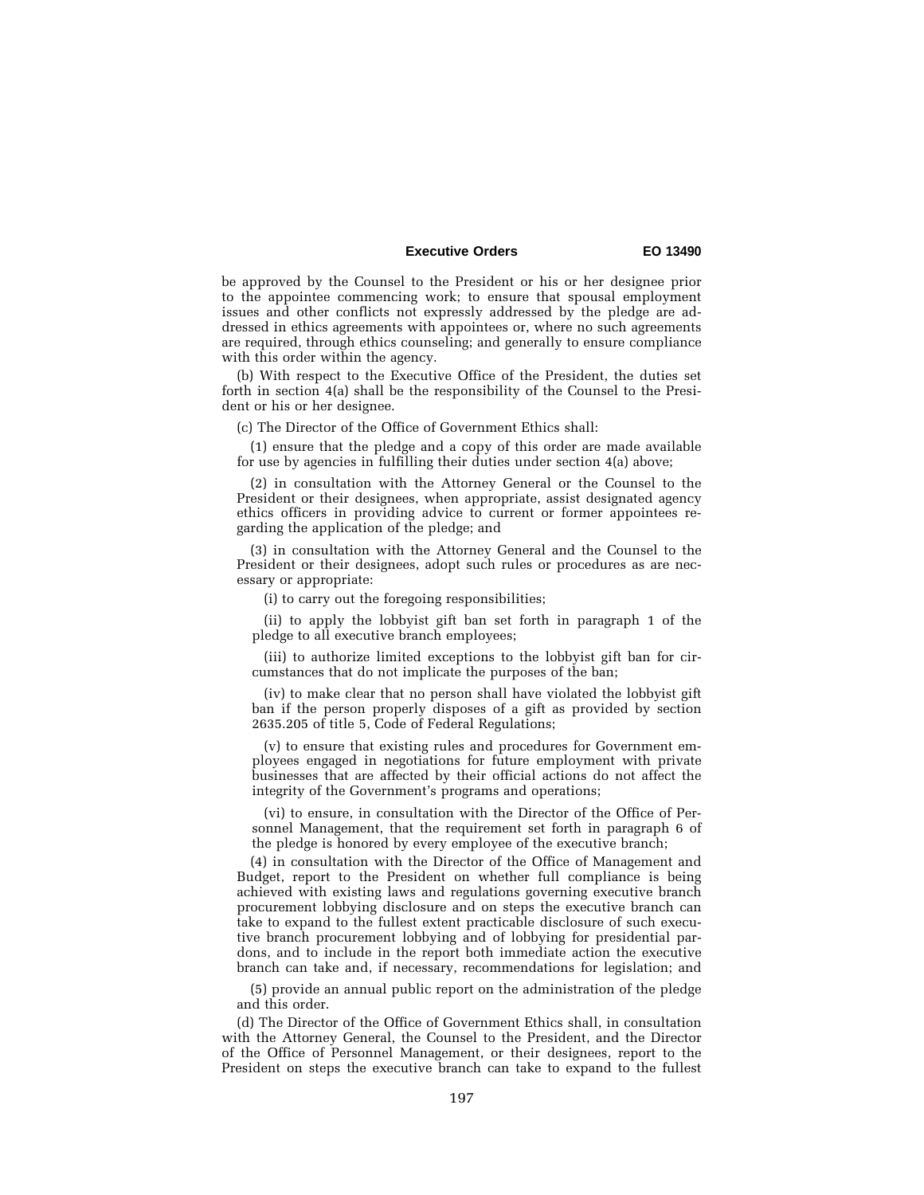be approved by the Counsel to the President or his or her designee prior to the appointee commencing work; to ensure that spousal employment issues and other conflicts not expressly addressed by the pledge are addressed in ethics agreements with appointees or, where no such agreements are required, through ethics counseling; and generally to ensure compliance with this order within the agency.

(b) With respect to the Executive Office of the President, the duties set forth in section 4(a) shall be the responsibility of the Counsel to the President or his or her designee.

(c) The Director of the Office of Government Ethics shall:

(1) ensure that the pledge and a copy of this order are made available for use by agencies in fulfilling their duties under section 4(a) above;

(2) in consultation with the Attorney General or the Counsel to the President or their designees, when appropriate, assist designated agency ethics officers in providing advice to current or former appointees regarding the application of the pledge; and

(3) in consultation with the Attorney General and the Counsel to the President or their designees, adopt such rules or procedures as are necessary or appropriate:

(i) to carry out the foregoing responsibilities;

(ii) to apply the lobbyist gift ban set forth in paragraph 1 of the pledge to all executive branch employees;

(iii) to authorize limited exceptions to the lobbyist gift ban for circumstances that do not implicate the purposes of the ban;

(iv) to make clear that no person shall have violated the lobbyist gift ban if the person properly disposes of a gift as provided by section 2635.205 of title 5, Code of Federal Regulations;

(v) to ensure that existing rules and procedures for Government employees engaged in negotiations for future employment with private businesses that are affected by their official actions do not affect the integrity of the Government's programs and operations;

(vi) to ensure, in consultation with the Director of the Office of Personnel Management, that the requirement set forth in paragraph 6 of the pledge is honored by every employee of the executive branch;

(4) in consultation with the Director of the Office of Management and Budget, report to the President on whether full compliance is being achieved with existing laws and regulations governing executive branch procurement lobbying disclosure and on steps the executive branch can take to expand to the fullest extent practicable disclosure of such executive branch procurement lobbying and of lobbying for presidential pardons, and to include in the report both immediate action the executive branch can take and, if necessary, recommendations for legislation; and

(5) provide an annual public report on the administration of the pledge and this order.

(d) The Director of the Office of Government Ethics shall, in consultation with the Attorney General, the Counsel to the President, and the Director of the Office of Personnel Management, or their designees, report to the President on steps the executive branch can take to expand to the fullest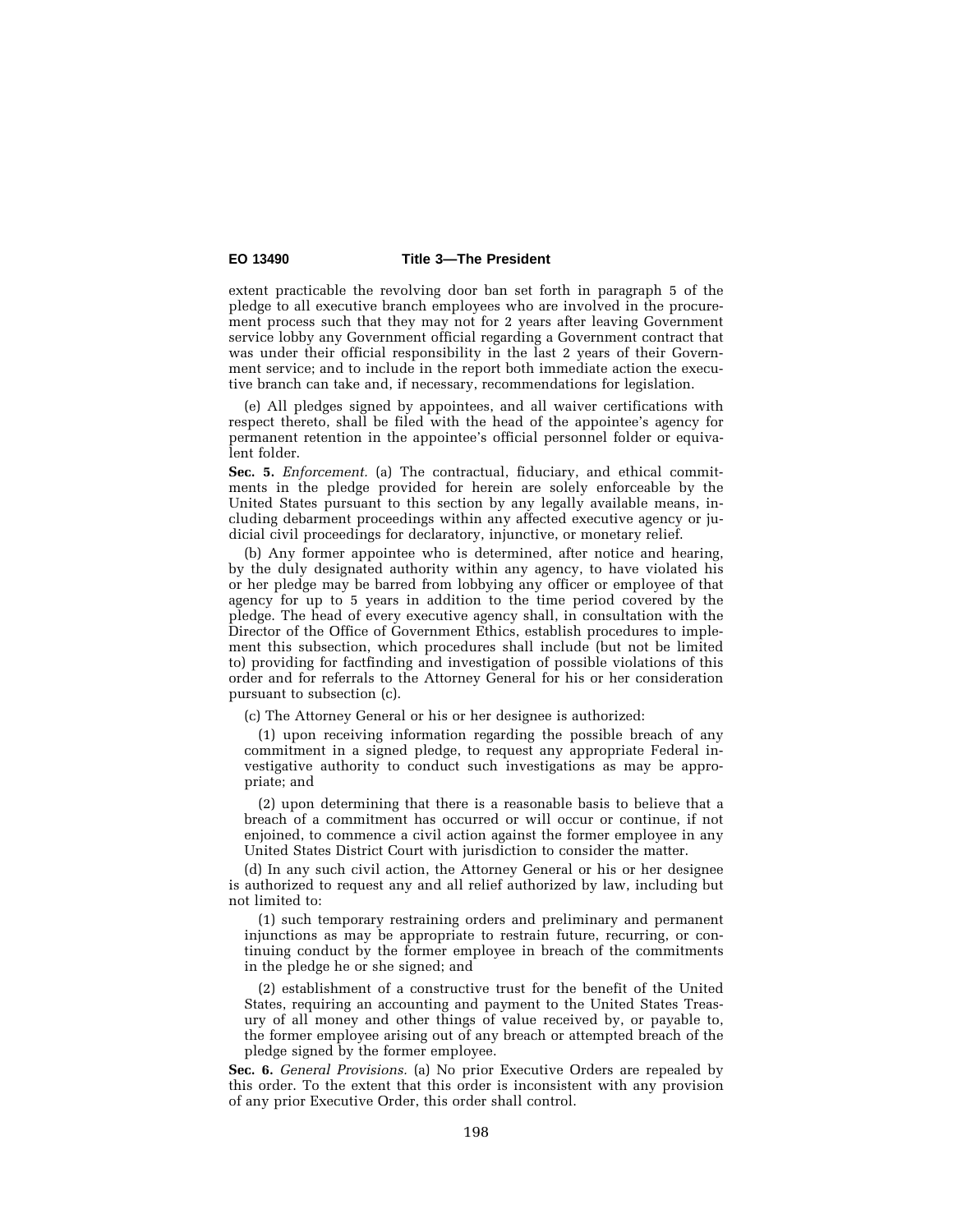extent practicable the revolving door ban set forth in paragraph 5 of the pledge to all executive branch employees who are involved in the procurement process such that they may not for 2 years after leaving Government service lobby any Government official regarding a Government contract that was under their official responsibility in the last 2 years of their Government service; and to include in the report both immediate action the executive branch can take and, if necessary, recommendations for legislation.

(e) All pledges signed by appointees, and all waiver certifications with respect thereto, shall be filed with the head of the appointee's agency for permanent retention in the appointee's official personnel folder or equivalent folder.

**Sec. 5.** *Enforcement.* (a) The contractual, fiduciary, and ethical commitments in the pledge provided for herein are solely enforceable by the United States pursuant to this section by any legally available means, including debarment proceedings within any affected executive agency or judicial civil proceedings for declaratory, injunctive, or monetary relief.

(b) Any former appointee who is determined, after notice and hearing, by the duly designated authority within any agency, to have violated his or her pledge may be barred from lobbying any officer or employee of that agency for up to 5 years in addition to the time period covered by the pledge. The head of every executive agency shall, in consultation with the Director of the Office of Government Ethics, establish procedures to implement this subsection, which procedures shall include (but not be limited to) providing for factfinding and investigation of possible violations of this order and for referrals to the Attorney General for his or her consideration pursuant to subsection (c).

(c) The Attorney General or his or her designee is authorized:

(1) upon receiving information regarding the possible breach of any commitment in a signed pledge, to request any appropriate Federal investigative authority to conduct such investigations as may be appropriate; and

(2) upon determining that there is a reasonable basis to believe that a breach of a commitment has occurred or will occur or continue, if not enjoined, to commence a civil action against the former employee in any United States District Court with jurisdiction to consider the matter.

(d) In any such civil action, the Attorney General or his or her designee is authorized to request any and all relief authorized by law, including but not limited to:

(1) such temporary restraining orders and preliminary and permanent injunctions as may be appropriate to restrain future, recurring, or continuing conduct by the former employee in breach of the commitments in the pledge he or she signed; and

(2) establishment of a constructive trust for the benefit of the United States, requiring an accounting and payment to the United States Treasury of all money and other things of value received by, or payable to, the former employee arising out of any breach or attempted breach of the pledge signed by the former employee.

**Sec. 6.** *General Provisions.* (a) No prior Executive Orders are repealed by this order. To the extent that this order is inconsistent with any provision of any prior Executive Order, this order shall control.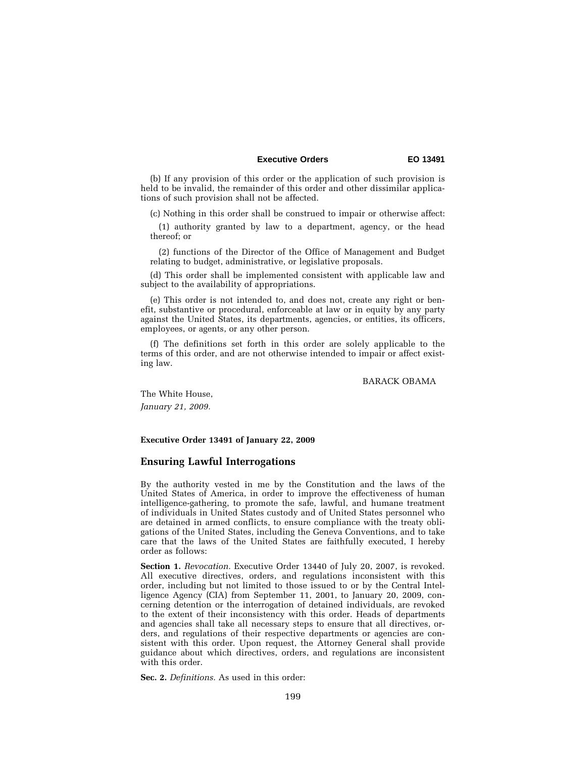(b) If any provision of this order or the application of such provision is held to be invalid, the remainder of this order and other dissimilar applications of such provision shall not be affected.

(c) Nothing in this order shall be construed to impair or otherwise affect:

(1) authority granted by law to a department, agency, or the head thereof; or

(2) functions of the Director of the Office of Management and Budget relating to budget, administrative, or legislative proposals.

(d) This order shall be implemented consistent with applicable law and subject to the availability of appropriations.

(e) This order is not intended to, and does not, create any right or benefit, substantive or procedural, enforceable at law or in equity by any party against the United States, its departments, agencies, or entities, its officers, employees, or agents, or any other person.

(f) The definitions set forth in this order are solely applicable to the terms of this order, and are not otherwise intended to impair or affect existing law.

BARACK OBAMA

The White House,
*January 21, 2009.*

**Executive Order 13491 of January 22, 2009**

## Ensuring Lawful Interrogations

By the authority vested in me by the Constitution and the laws of the United States of America, in order to improve the effectiveness of human intelligence-gathering, to promote the safe, lawful, and humane treatment of individuals in United States custody and of United States personnel who are detained in armed conflicts, to ensure compliance with the treaty obligations of the United States, including the Geneva Conventions, and to take care that the laws of the United States are faithfully executed, I hereby order as follows:

**Section 1.** *Revocation.* Executive Order 13440 of July 20, 2007, is revoked. All executive directives, orders, and regulations inconsistent with this order, including but not limited to those issued to or by the Central Intelligence Agency (CIA) from September 11, 2001, to January 20, 2009, concerning detention or the interrogation of detained individuals, are revoked to the extent of their inconsistency with this order. Heads of departments and agencies shall take all necessary steps to ensure that all directives, orders, and regulations of their respective departments or agencies are consistent with this order. Upon request, the Attorney General shall provide guidance about which directives, orders, and regulations are inconsistent with this order.

**Sec. 2.** *Definitions.* As used in this order: